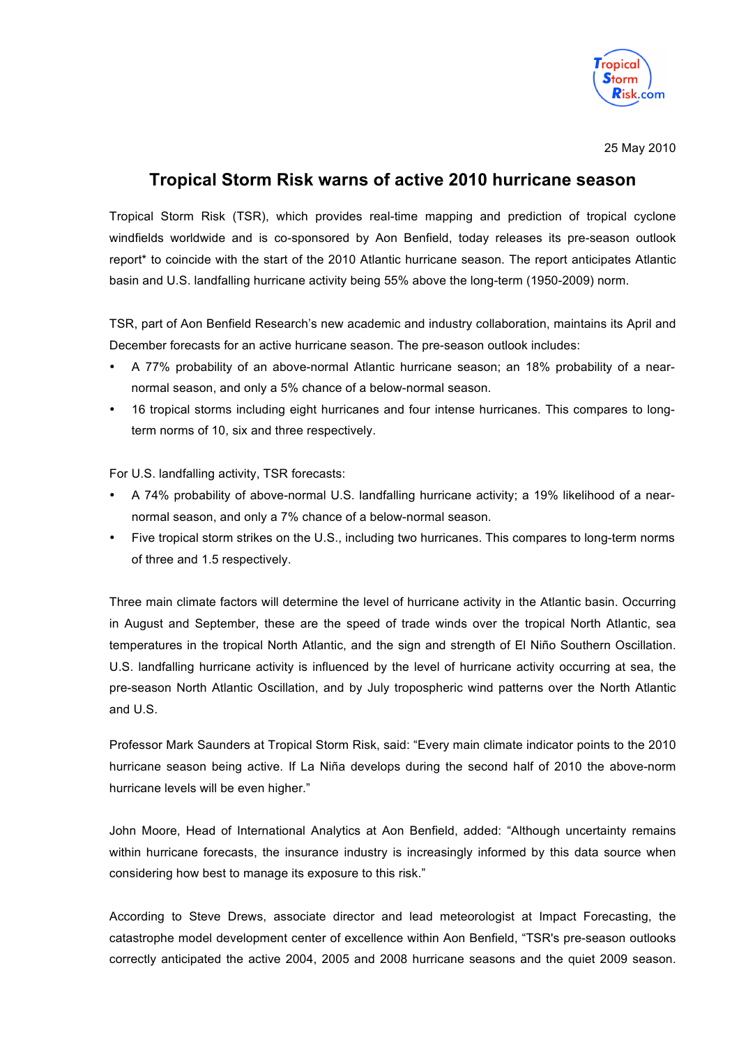25 May 2010

# Tropical Storm Risk warns of active 2010 hurricane season

Tropical Storm Risk (TSR), which provides real-time mapping and prediction of tropical cyclone windfields worldwide and is co-sponsored by Aon Benfield, today releases its pre-season outlook report* to coincide with the start of the 2010 Atlantic hurricane season. The report anticipates Atlantic basin and U.S. landfalling hurricane activity being 55% above the long-term (1950-2009) norm.

TSR, part of Aon Benfield Research's new academic and industry collaboration, maintains its April and December forecasts for an active hurricane season. The pre-season outlook includes:

- A 77% probability of an above-normal Atlantic hurricane season; an 18% probability of a near-normal season, and only a 5% chance of a below-normal season.
- 16 tropical storms including eight hurricanes and four intense hurricanes. This compares to long-term norms of 10, six and three respectively.

For U.S. landfalling activity, TSR forecasts:

- A 74% probability of above-normal U.S. landfalling hurricane activity; a 19% likelihood of a near-normal season, and only a 7% chance of a below-normal season.
- Five tropical storm strikes on the U.S., including two hurricanes. This compares to long-term norms of three and 1.5 respectively.

Three main climate factors will determine the level of hurricane activity in the Atlantic basin. Occurring in August and September, these are the speed of trade winds over the tropical North Atlantic, sea temperatures in the tropical North Atlantic, and the sign and strength of El Niño Southern Oscillation. U.S. landfalling hurricane activity is influenced by the level of hurricane activity occurring at sea, the pre-season North Atlantic Oscillation, and by July tropospheric wind patterns over the North Atlantic and U.S.

Professor Mark Saunders at Tropical Storm Risk, said: "Every main climate indicator points to the 2010 hurricane season being active. If La Niña develops during the second half of 2010 the above-norm hurricane levels will be even higher."

John Moore, Head of International Analytics at Aon Benfield, added: "Although uncertainty remains within hurricane forecasts, the insurance industry is increasingly informed by this data source when considering how best to manage its exposure to this risk."

According to Steve Drews, associate director and lead meteorologist at Impact Forecasting, the catastrophe model development center of excellence within Aon Benfield, "TSR's pre-season outlooks correctly anticipated the active 2004, 2005 and 2008 hurricane seasons and the quiet 2009 season.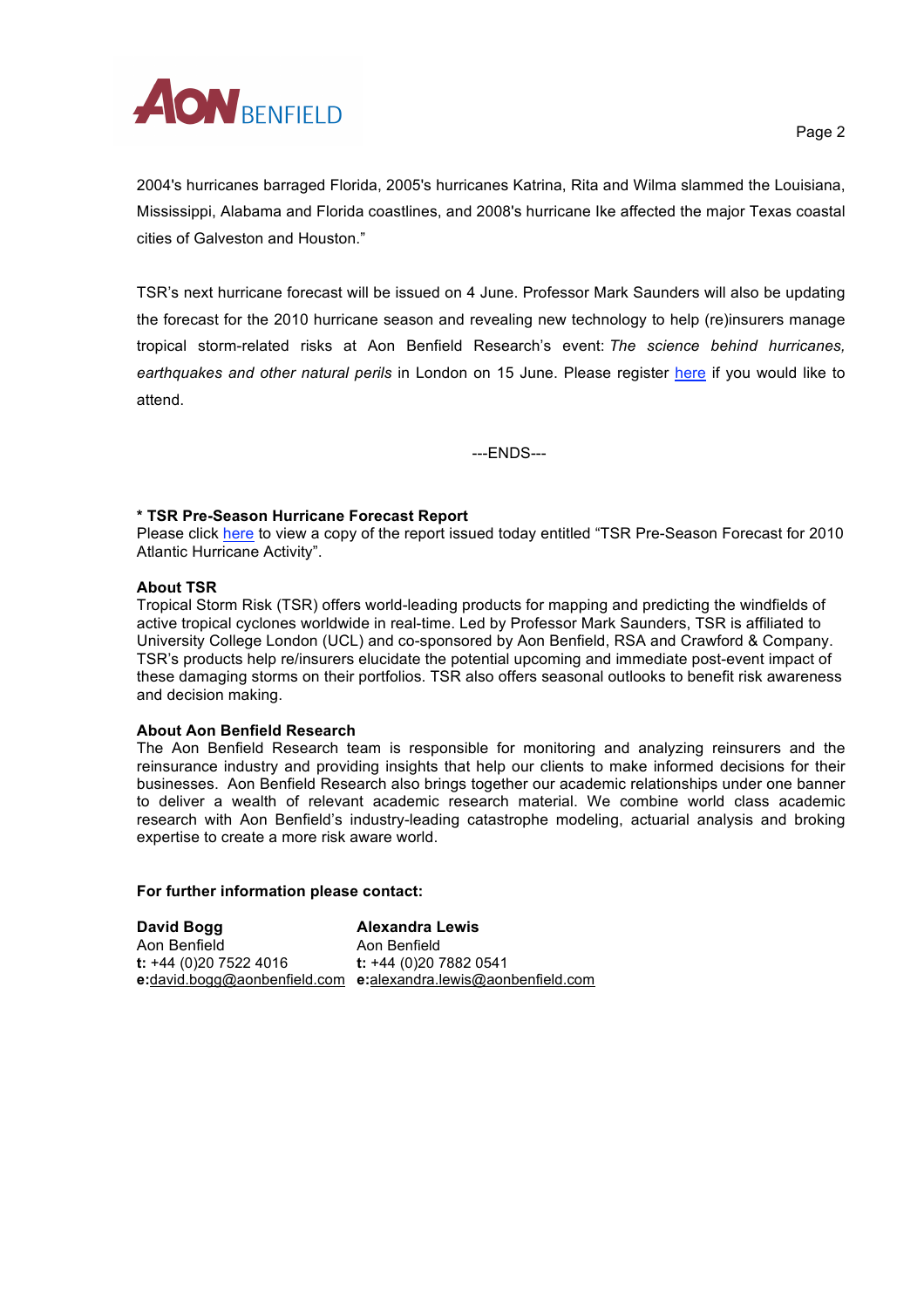2004's hurricanes barraged Florida, 2005's hurricanes Katrina, Rita and Wilma slammed the Louisiana, Mississippi, Alabama and Florida coastlines, and 2008's hurricane Ike affected the major Texas coastal cities of Galveston and Houston."

TSR's next hurricane forecast will be issued on 4 June. Professor Mark Saunders will also be updating the forecast for the 2010 hurricane season and revealing new technology to help (re)insurers manage tropical storm-related risks at Aon Benfield Research's event: *The science behind hurricanes, earthquakes and other natural perils* in London on 15 June. Please register here if you would like to attend.

---ENDS---

**\* TSR Pre-Season Hurricane Forecast Report**
Please click here to view a copy of the report issued today entitled "TSR Pre-Season Forecast for 2010 Atlantic Hurricane Activity".

**About TSR**
Tropical Storm Risk (TSR) offers world-leading products for mapping and predicting the windfields of active tropical cyclones worldwide in real-time. Led by Professor Mark Saunders, TSR is affiliated to University College London (UCL) and co-sponsored by Aon Benfield, RSA and Crawford & Company. TSR's products help re/insurers elucidate the potential upcoming and immediate post-event impact of these damaging storms on their portfolios. TSR also offers seasonal outlooks to benefit risk awareness and decision making.

**About Aon Benfield Research**
The Aon Benfield Research team is responsible for monitoring and analyzing reinsurers and the reinsurance industry and providing insights that help our clients to make informed decisions for their businesses. Aon Benfield Research also brings together our academic relationships under one banner to deliver a wealth of relevant academic research material. We combine world class academic research with Aon Benfield's industry-leading catastrophe modeling, actuarial analysis and broking expertise to create a more risk aware world.

**For further information please contact:**

**David Bogg**
Aon Benfield
**t:** +44 (0)20 7522 4016
**e:**david.bogg@aonbenfield.com

**Alexandra Lewis**
Aon Benfield
**t:** +44 (0)20 7882 0541
**e:**alexandra.lewis@aonbenfield.com